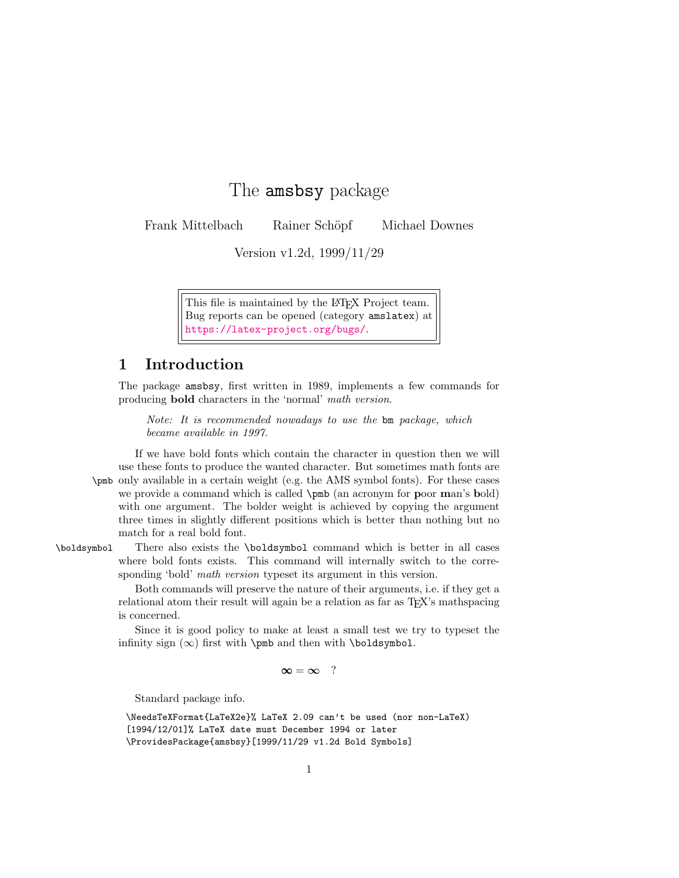# The amsbsy package

Frank Mittelbach Rainer Schöpf Michael Downes

Version v1.2d, 1999/11/29

This file is maintained by the LaTeX Project team.
Bug reports can be opened (category amslatex) at
https://latex-project.org/bugs/.

## 1 Introduction

The package amsbsy, first written in 1989, implements a few commands for producing **bold** characters in the 'normal' *math version*.

> *Note: It is recommended nowadays to use the* bm *package, which became available in 1997.*

If we have bold fonts which contain the character in question then we will use these fonts to produce the wanted character. But sometimes math fonts are only available in a certain weight (e.g. the AMS symbol fonts). For these cases we provide a command which is called \pmb (an acronym for **p**oor **m**an's **b**old) with one argument. The bolder weight is achieved by copying the argument three times in slightly different positions which is better than nothing but no match for a real bold font.

\pmb

There also exists the \boldsymbol command which is better in all cases where bold fonts exists. This command will internally switch to the corresponding 'bold' *math version* typeset its argument in this version.

\boldsymbol

Both commands will preserve the nature of their arguments, i.e. if they get a relational atom their result will again be a relation as far as TeX's mathspacing is concerned.

Since it is good policy to make at least a small test we try to typeset the infinity sign ($\infty$) first with \pmb and then with \boldsymbol.

$$\boldsymbol{\infty} = \boldsymbol{\infty} \quad ?$$

Standard package info.

```
\NeedsTeXFormat{LaTeX2e}% LaTeX 2.09 can't be used (nor non-LaTeX)
[1994/12/01]% LaTeX date must December 1994 or later
\ProvidesPackage{amsbsy}[1999/11/29 v1.2d Bold Symbols]
```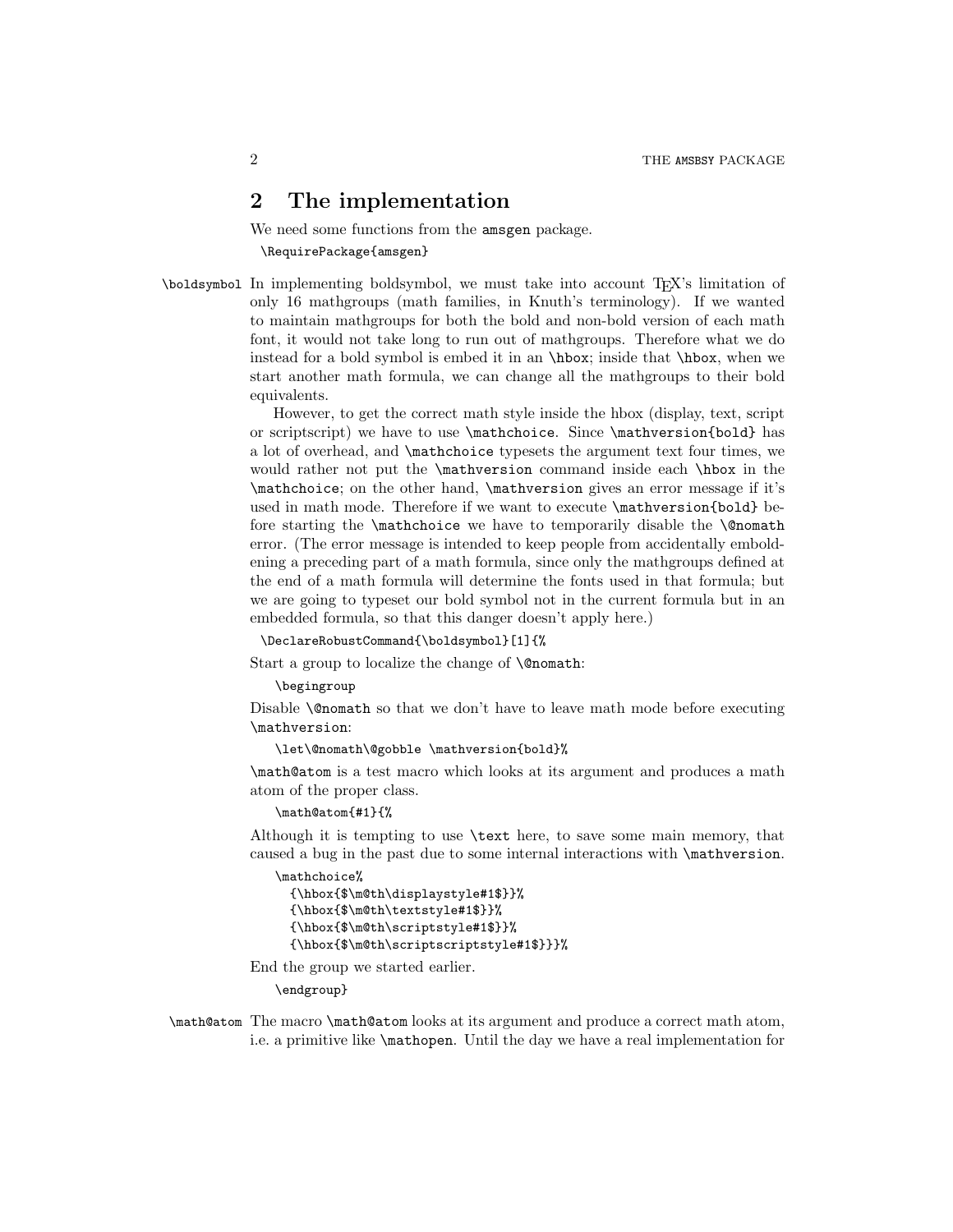## 2 The implementation

We need some functions from the `amsgen` package.

```
\RequirePackage{amsgen}
```

`\boldsymbol` In implementing boldsymbol, we must take into account TEX's limitation of only 16 mathgroups (math families, in Knuth's terminology). If we wanted to maintain mathgroups for both the bold and non-bold version of each math font, it would not take long to run out of mathgroups. Therefore what we do instead for a bold symbol is embed it in an `\hbox`; inside that `\hbox`, when we start another math formula, we can change all the mathgroups to their bold equivalents.

However, to get the correct math style inside the hbox (display, text, script or scriptscript) we have to use `\mathchoice`. Since `\mathversion{bold}` has a lot of overhead, and `\mathchoice` typesets the argument text four times, we would rather not put the `\mathversion` command inside each `\hbox` in the `\mathchoice`; on the other hand, `\mathversion` gives an error message if it's used in math mode. Therefore if we want to execute `\mathversion{bold}` before starting the `\mathchoice` we have to temporarily disable the `\@nomath` error. (The error message is intended to keep people from accidentally emboldening a preceding part of a math formula, since only the mathgroups defined at the end of a math formula will determine the fonts used in that formula; but we are going to typeset our bold symbol not in the current formula but in an embedded formula, so that this danger doesn't apply here.)

```
\DeclareRobustCommand{\boldsymbol}[1]{%
```

Start a group to localize the change of `\@nomath`:

```
  \begingroup
```

Disable `\@nomath` so that we don't have to leave math mode before executing `\mathversion`:

```
  \let\@nomath\@gobble \mathversion{bold}%
```

`\math@atom` is a test macro which looks at its argument and produces a math atom of the proper class.

```
  \math@atom{#1}{%
```

Although it is tempting to use `\text` here, to save some main memory, that caused a bug in the past due to some internal interactions with `\mathversion`.

```
  \mathchoice%
    {\hbox{$\m@th\displaystyle#1$}}%
    {\hbox{$\m@th\textstyle#1$}}%
    {\hbox{$\m@th\scriptstyle#1$}}%
    {\hbox{$\m@th\scriptscriptstyle#1$}}}%
```

End the group we started earlier.

```
  \endgroup}
```

`\math@atom` The macro `\math@atom` looks at its argument and produce a correct math atom, i.e. a primitive like `\mathopen`. Until the day we have a real implementation for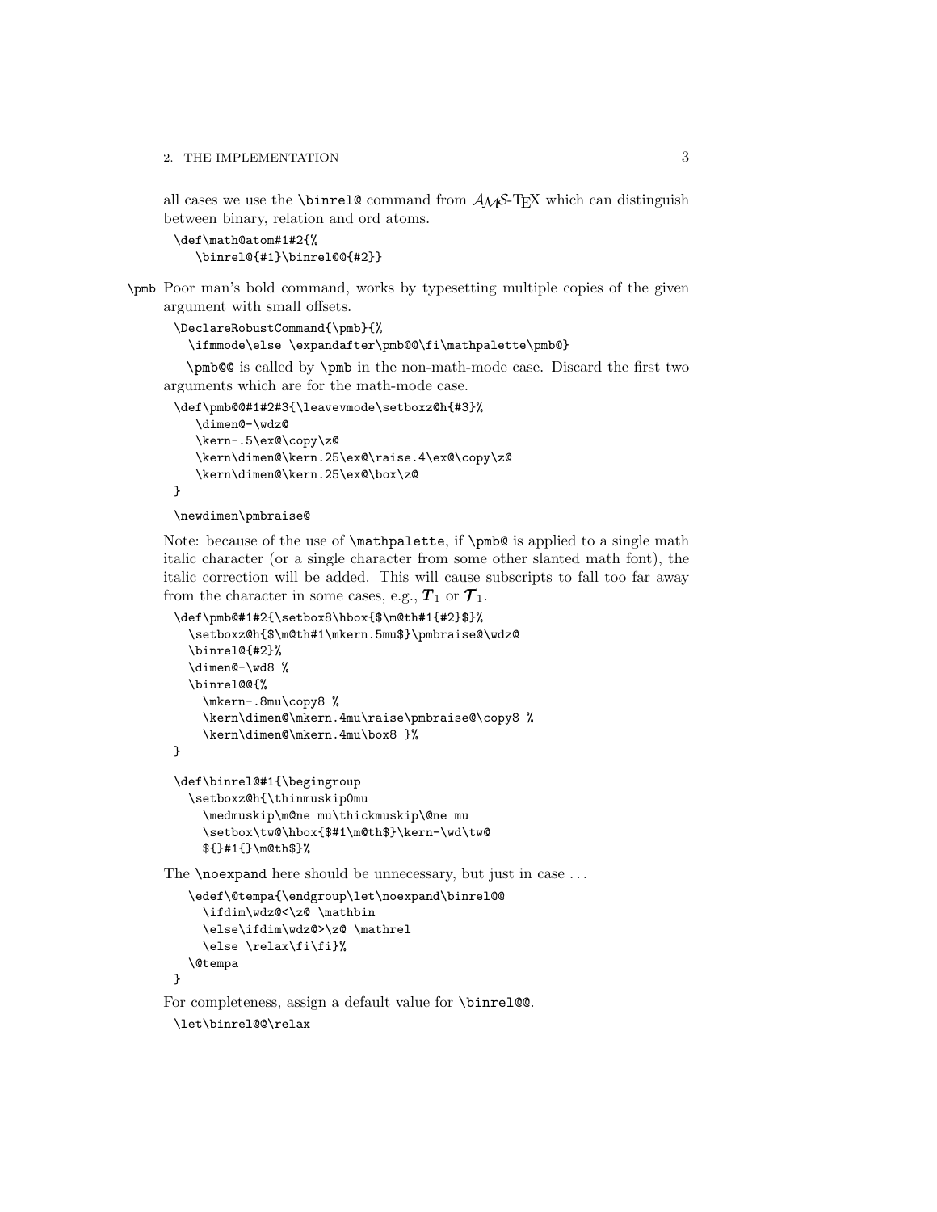all cases we use the `\binrel@` command from $\mathcal{AMS}$-TeX which can distinguish between binary, relation and ord atoms.

```
\def\math@atom#1#2{%
   \binrel@{#1}\binrel@@{#2}}
```

`\pmb` Poor man's bold command, works by typesetting multiple copies of the given argument with small offsets.

```
\DeclareRobustCommand{\pmb}{%
  \ifmmode\else \expandafter\pmb@@\fi\mathpalette\pmb@}
```

`\pmb@@` is called by `\pmb` in the non-math-mode case. Discard the first two arguments which are for the math-mode case.

```
\def\pmb@@#1#2#3{\leavevmode\setboxz@h{#3}%
   \dimen@-\wdz@
   \kern-.5\ex@\copy\z@
   \kern\dimen@\kern.25\ex@\raise.4\ex@\copy\z@
   \kern\dimen@\kern.25\ex@\box\z@
}
```

```
\newdimen\pmbraise@
```

Note: because of the use of `\mathpalette`, if `\pmb@` is applied to a single math italic character (or a single character from some other slanted math font), the italic correction will be added. This will cause subscripts to fall too far away from the character in some cases, e.g., $\boldsymbol{T}_1$ or $\boldsymbol{\mathcal{T}}_1$.

```
\def\pmb@#1#2{\setbox8\hbox{$\m@th#1{#2}$}%
  \setboxz@h{$\m@th#1\mkern.5mu$}\pmbraise@\wdz@
  \binrel@{#2}%
  \dimen@-\wd8 %
  \binrel@@{%
    \mkern-.8mu\copy8 %
    \kern\dimen@\mkern.4mu\raise\pmbraise@\copy8 %
    \kern\dimen@\mkern.4mu\box8 }%
}
```

```
\def\binrel@#1{\begingroup
  \setboxz@h{\thinmuskip0mu
    \medmuskip\m@ne mu\thickmuskip\@ne mu
    \setbox\tw@\hbox{$#1\m@th$}\kern-\wd\tw@
    ${}#1{}\m@th$}%
```

The `\noexpand` here should be unnecessary, but just in case ...

```
  \edef\@tempa{\endgroup\let\noexpand\binrel@@
    \ifdim\wdz@<\z@ \mathbin
    \else\ifdim\wdz@>\z@ \mathrel
    \else \relax\fi\fi}%
  \@tempa
}
```

For completeness, assign a default value for `\binrel@@`.

```
\let\binrel@@\relax
```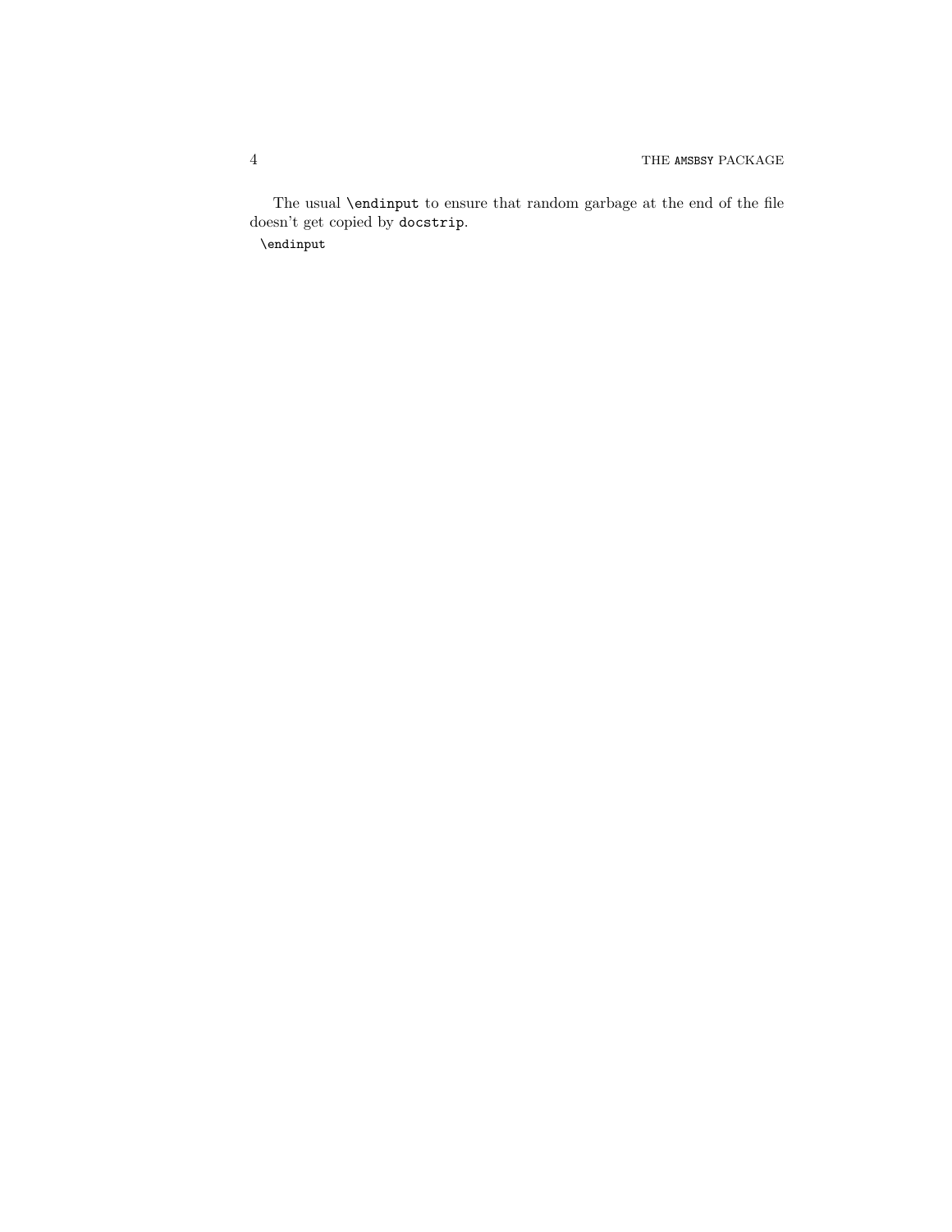The usual `\endinput` to ensure that random garbage at the end of the file doesn't get copied by `docstrip`.

```
\endinput
```